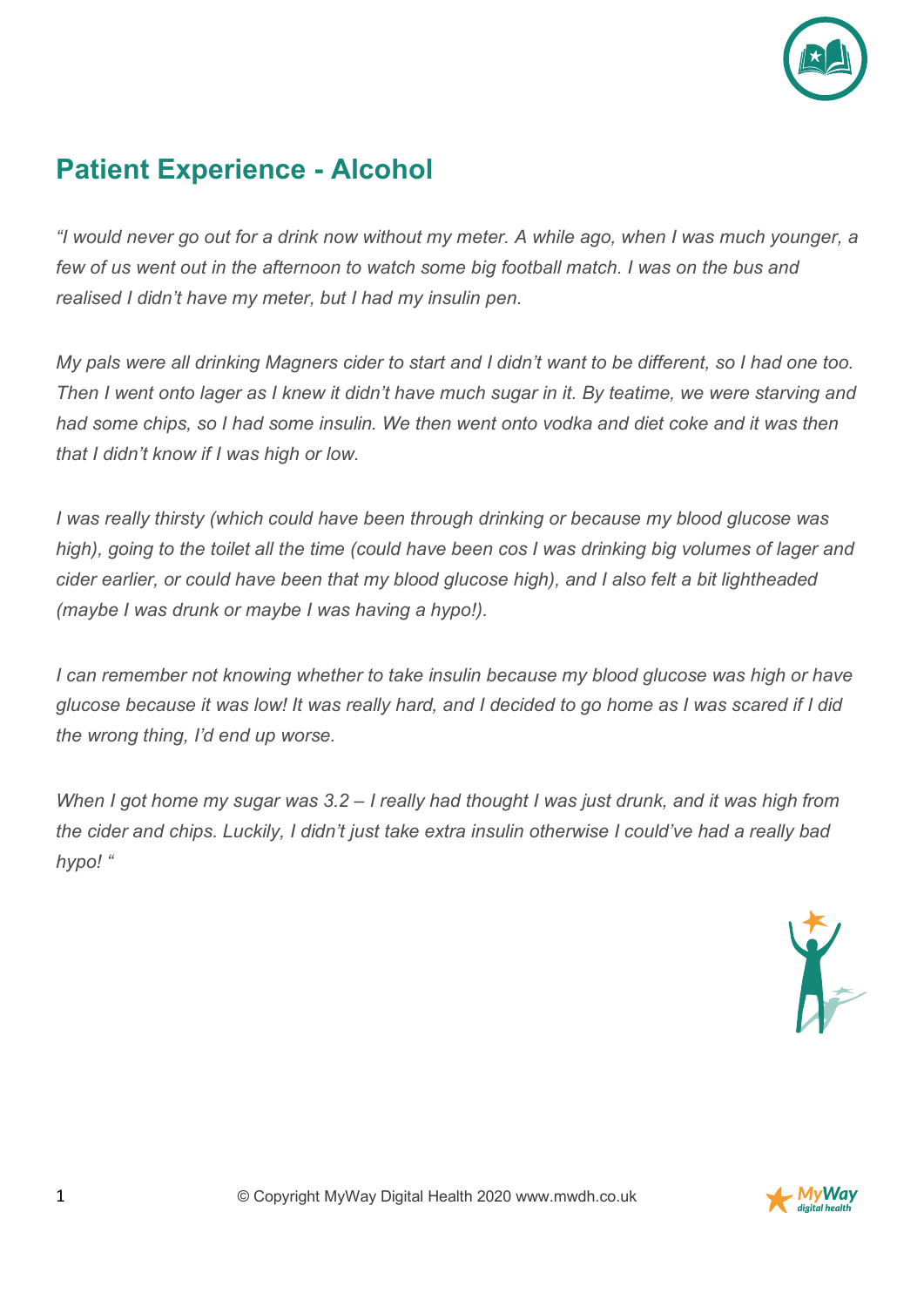## Patient Experience - Alcohol

*"I would never go out for a drink now without my meter. A while ago, when I was much younger, a few of us went out in the afternoon to watch some big football match. I was on the bus and realised I didn't have my meter, but I had my insulin pen.*

*My pals were all drinking Magners cider to start and I didn't want to be different, so I had one too. Then I went onto lager as I knew it didn't have much sugar in it. By teatime, we were starving and had some chips, so I had some insulin. We then went onto vodka and diet coke and it was then that I didn't know if I was high or low.*

*I was really thirsty (which could have been through drinking or because my blood glucose was high), going to the toilet all the time (could have been cos I was drinking big volumes of lager and cider earlier, or could have been that my blood glucose high), and I also felt a bit lightheaded (maybe I was drunk or maybe I was having a hypo!).*

*I can remember not knowing whether to take insulin because my blood glucose was high or have glucose because it was low! It was really hard, and I decided to go home as I was scared if I did the wrong thing, I'd end up worse.*

*When I got home my sugar was 3.2 – I really had thought I was just drunk, and it was high from the cider and chips. Luckily, I didn't just take extra insulin otherwise I could've had a really bad hypo! "*

© Copyright MyWay Digital Health 2020 www.mwdh.co.uk